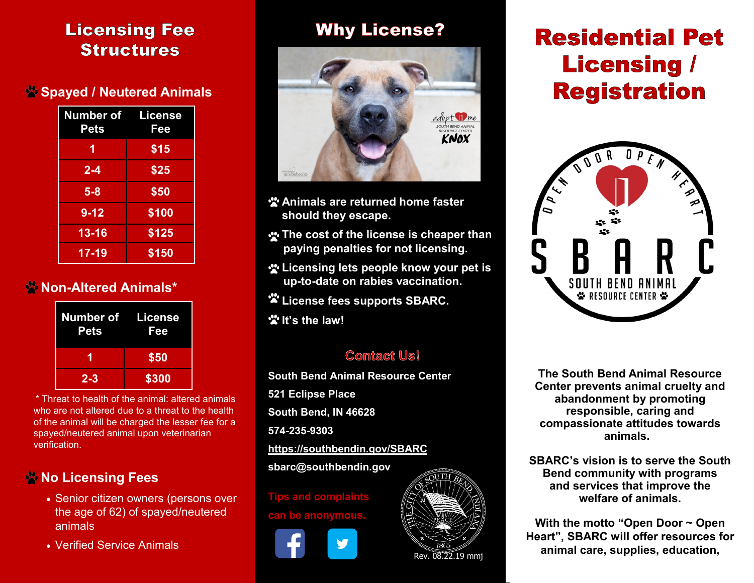## Licensing Fee Structures

### Spayed / Neutered Animals

| Number of Pets | License Fee |
|---|---|
| 1 | $15 |
| 2-4 | $25 |
| 5-8 | $50 |
| 9-12 | $100 |
| 13-16 | $125 |
| 17-19 | $150 |

### Non-Altered Animals*

| Number of Pets | License Fee |
|---|---|
| 1 | $50 |
| 2-3 | $300 |

* Threat to health of the animal: altered animals who are not altered due to a threat to the health of the animal will be charged the lesser fee for a spayed/neutered animal upon veterinarian verification.

### No Licensing Fees

- Senior citizen owners (persons over the age of 62) of spayed/neutered animals
- Verified Service Animals

## Why License?

- Animals are returned home faster should they escape.
- The cost of the license is cheaper than paying penalties for not licensing.
- Licensing lets people know your pet is up-to-date on rabies vaccination.
- License fees supports SBARC.
- It's the law!

### Contact Us!

South Bend Animal Resource Center

521 Eclipse Place

South Bend, IN 46628

574-235-9303

https://southbendin.gov/SBARC

sbarc@southbendin.gov

Tips and complaints can be anonymous.

Rev. 08.22.19 mmj

# Residential Pet Licensing / Registration

OPEN DOOR OPEN HEART

SBARC

SOUTH BEND ANIMAL RESOURCE CENTER

The South Bend Animal Resource Center prevents animal cruelty and abandonment by promoting responsible, caring and compassionate attitudes towards animals.

SBARC's vision is to serve the South Bend community with programs and services that improve the welfare of animals.

With the motto "Open Door ~ Open Heart", SBARC will offer resources for animal care, supplies, education,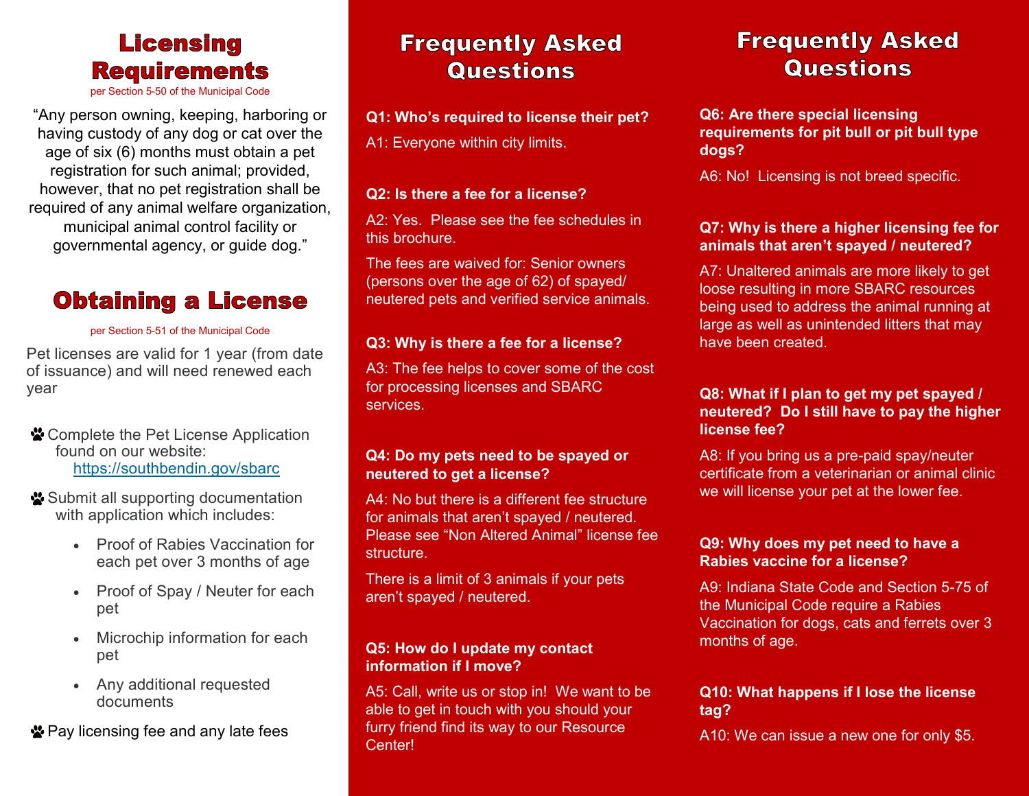# Licensing Requirements

per Section 5-50 of the Municipal Code

"Any person owning, keeping, harboring or having custody of any dog or cat over the age of six (6) months must obtain a pet registration for such animal; provided, however, that no pet registration shall be required of any animal welfare organization, municipal animal control facility or governmental agency, or guide dog."

# Obtaining a License

per Section 5-51 of the Municipal Code

Pet licenses are valid for 1 year (from date of issuance) and will need renewed each year

- Complete the Pet License Application found on our website: [https://southbendin.gov/sbarc](https://southbendin.gov/sbarc)
- Submit all supporting documentation with application which includes:
  - Proof of Rabies Vaccination for each pet over 3 months of age
  - Proof of Spay / Neuter for each pet
  - Microchip information for each pet
  - Any additional requested documents
- Pay licensing fee and any late fees

# Frequently Asked Questions

**Q1: Who's required to license their pet?**

A1: Everyone within city limits.

**Q2: Is there a fee for a license?**

A2: Yes. Please see the fee schedules in this brochure.

The fees are waived for: Senior owners (persons over the age of 62) of spayed/ neutered pets and verified service animals.

**Q3: Why is there a fee for a license?**

A3: The fee helps to cover some of the cost for processing licenses and SBARC services.

**Q4: Do my pets need to be spayed or neutered to get a license?**

A4: No but there is a different fee structure for animals that aren't spayed / neutered. Please see "Non Altered Animal" license fee structure.

There is a limit of 3 animals if your pets aren't spayed / neutered.

**Q5: How do I update my contact information if I move?**

A5: Call, write us or stop in! We want to be able to get in touch with you should your furry friend find its way to our Resource Center!

# Frequently Asked Questions

**Q6: Are there special licensing requirements for pit bull or pit bull type dogs?**

A6: No! Licensing is not breed specific.

**Q7: Why is there a higher licensing fee for animals that aren't spayed / neutered?**

A7: Unaltered animals are more likely to get loose resulting in more SBARC resources being used to address the animal running at large as well as unintended litters that may have been created.

**Q8: What if I plan to get my pet spayed / neutered? Do I still have to pay the higher license fee?**

A8: If you bring us a pre-paid spay/neuter certificate from a veterinarian or animal clinic we will license your pet at the lower fee.

**Q9: Why does my pet need to have a Rabies vaccine for a license?**

A9: Indiana State Code and Section 5-75 of the Municipal Code require a Rabies Vaccination for dogs, cats and ferrets over 3 months of age.

**Q10: What happens if I lose the license tag?**

A10: We can issue a new one for only $5.